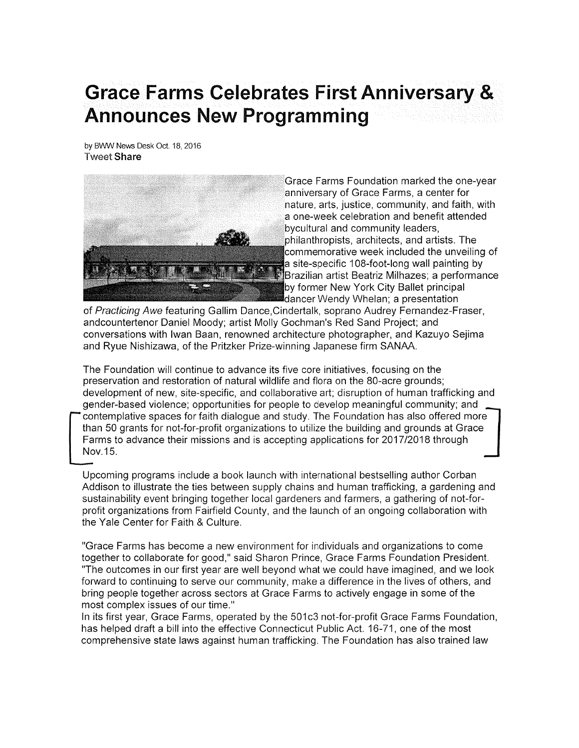# Grace Farms Celebrates First Anniversary & Announces New Programming

by BWW News Desk Oct. 18, 2016

Tweet **Share**

Grace Farms Foundation marked the one-year anniversary of Grace Farms, a center for nature, arts, justice, community, and faith, with a one-week celebration and benefit attended bycultural and community leaders, philanthropists, architects, and artists. The commemorative week included the unveiling of a site-specific 108-foot-long wall painting by Brazilian artist Beatriz Milhazes; a performance by former New York City Ballet principal dancer Wendy Whelan; a presentation of *Practicing Awe* featuring Gallim Dance,Cindertalk, soprano Audrey Fernandez-Fraser, andcountertenor Daniel Moody; artist Molly Gochman's Red Sand Project; and conversations with Iwan Baan, renowned architecture photographer, and Kazuyo Sejima and Ryue Nishizawa, of the Pritzker Prize-winning Japanese firm SANAA.

The Foundation will continue to advance its five core initiatives, focusing on the preservation and restoration of natural wildlife and flora on the 80-acre grounds; development of new, site-specific, and collaborative art; disruption of human trafficking and gender-based violence; opportunities for people to develop meaningful community; and contemplative spaces for faith dialogue and study. The Foundation has also offered more than 50 grants for not-for-profit organizations to utilize the building and grounds at Grace Farms to advance their missions and is accepting applications for 2017/2018 through Nov.15.

Upcoming programs include a book launch with international bestselling author Corban Addison to illustrate the ties between supply chains and human trafficking, a gardening and sustainability event bringing together local gardeners and farmers, a gathering of not-for-profit organizations from Fairfield County, and the launch of an ongoing collaboration with the Yale Center for Faith & Culture.

"Grace Farms has become a new environment for individuals and organizations to come together to collaborate for good," said Sharon Prince, Grace Farms Foundation President. "The outcomes in our first year are well beyond what we could have imagined, and we look forward to continuing to serve our community, make a difference in the lives of others, and bring people together across sectors at Grace Farms to actively engage in some of the most complex issues of our time."

In its first year, Grace Farms, operated by the 501c3 not-for-profit Grace Farms Foundation, has helped draft a bill into the effective Connecticut Public Act. 16-71, one of the most comprehensive state laws against human trafficking. The Foundation has also trained law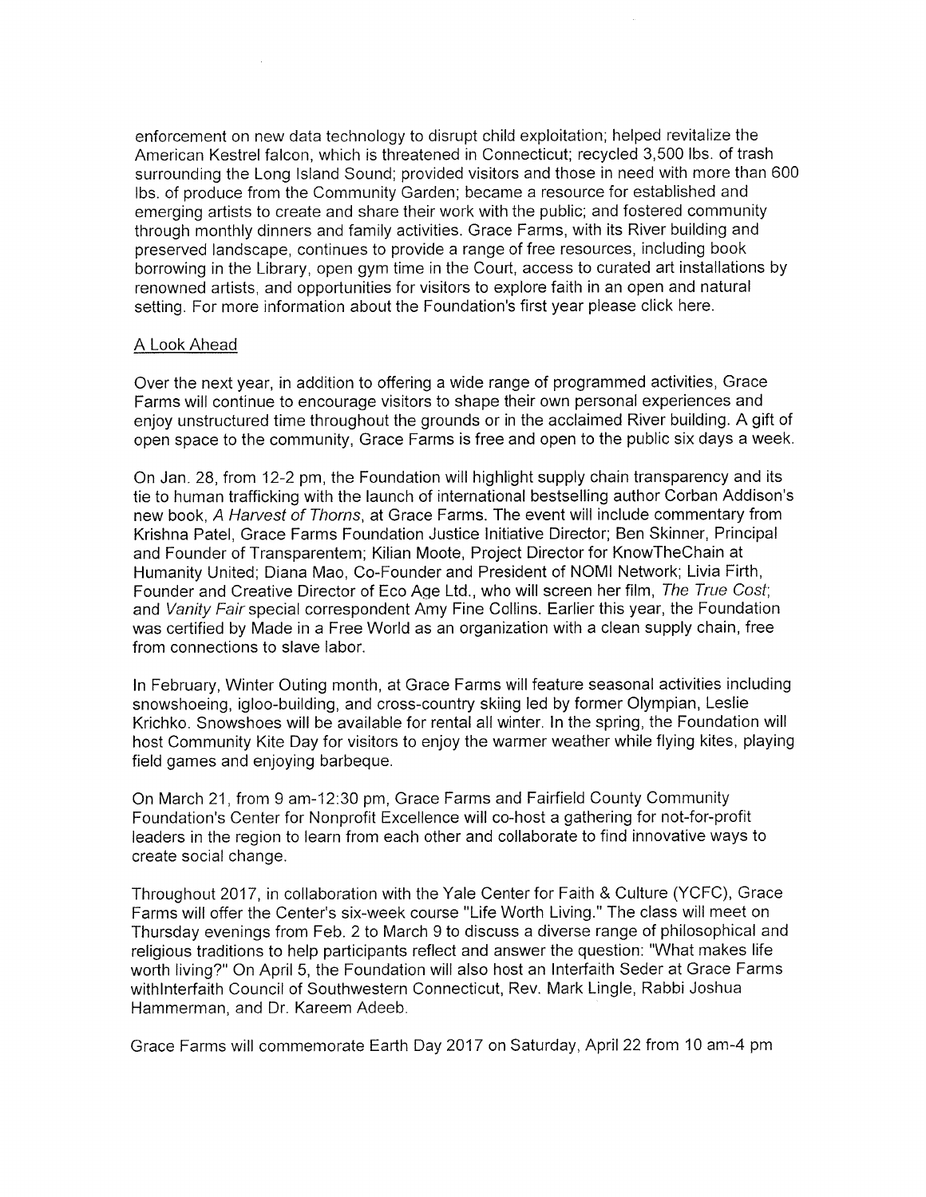enforcement on new data technology to disrupt child exploitation; helped revitalize the American Kestrel falcon, which is threatened in Connecticut; recycled 3,500 lbs. of trash surrounding the Long Island Sound; provided visitors and those in need with more than 600 lbs. of produce from the Community Garden; became a resource for established and emerging artists to create and share their work with the public; and fostered community through monthly dinners and family activities. Grace Farms, with its River building and preserved landscape, continues to provide a range of free resources, including book borrowing in the Library, open gym time in the Court, access to curated art installations by renowned artists, and opportunities for visitors to explore faith in an open and natural setting. For more information about the Foundation's first year please click here.

## A Look Ahead

Over the next year, in addition to offering a wide range of programmed activities, Grace Farms will continue to encourage visitors to shape their own personal experiences and enjoy unstructured time throughout the grounds or in the acclaimed River building. A gift of open space to the community, Grace Farms is free and open to the public six days a week.

On Jan. 28, from 12-2 pm, the Foundation will highlight supply chain transparency and its tie to human trafficking with the launch of international bestselling author Corban Addison's new book, *A Harvest of Thorns*, at Grace Farms. The event will include commentary from Krishna Patel, Grace Farms Foundation Justice Initiative Director; Ben Skinner, Principal and Founder of Transparentem; Kilian Moote, Project Director for KnowTheChain at Humanity United; Diana Mao, Co-Founder and President of NOMI Network; Livia Firth, Founder and Creative Director of Eco Age Ltd., who will screen her film, *The True Cost*; and *Vanity Fair* special correspondent Amy Fine Collins. Earlier this year, the Foundation was certified by Made in a Free World as an organization with a clean supply chain, free from connections to slave labor.

In February, Winter Outing month, at Grace Farms will feature seasonal activities including snowshoeing, igloo-building, and cross-country skiing led by former Olympian, Leslie Krichko. Snowshoes will be available for rental all winter. In the spring, the Foundation will host Community Kite Day for visitors to enjoy the warmer weather while flying kites, playing field games and enjoying barbeque.

On March 21, from 9 am-12:30 pm, Grace Farms and Fairfield County Community Foundation's Center for Nonprofit Excellence will co-host a gathering for not-for-profit leaders in the region to learn from each other and collaborate to find innovative ways to create social change.

Throughout 2017, in collaboration with the Yale Center for Faith & Culture (YCFC), Grace Farms will offer the Center's six-week course "Life Worth Living." The class will meet on Thursday evenings from Feb. 2 to March 9 to discuss a diverse range of philosophical and religious traditions to help participants reflect and answer the question: "What makes life worth living?" On April 5, the Foundation will also host an Interfaith Seder at Grace Farms withInterfaith Council of Southwestern Connecticut, Rev. Mark Lingle, Rabbi Joshua Hammerman, and Dr. Kareem Adeeb.

Grace Farms will commemorate Earth Day 2017 on Saturday, April 22 from 10 am-4 pm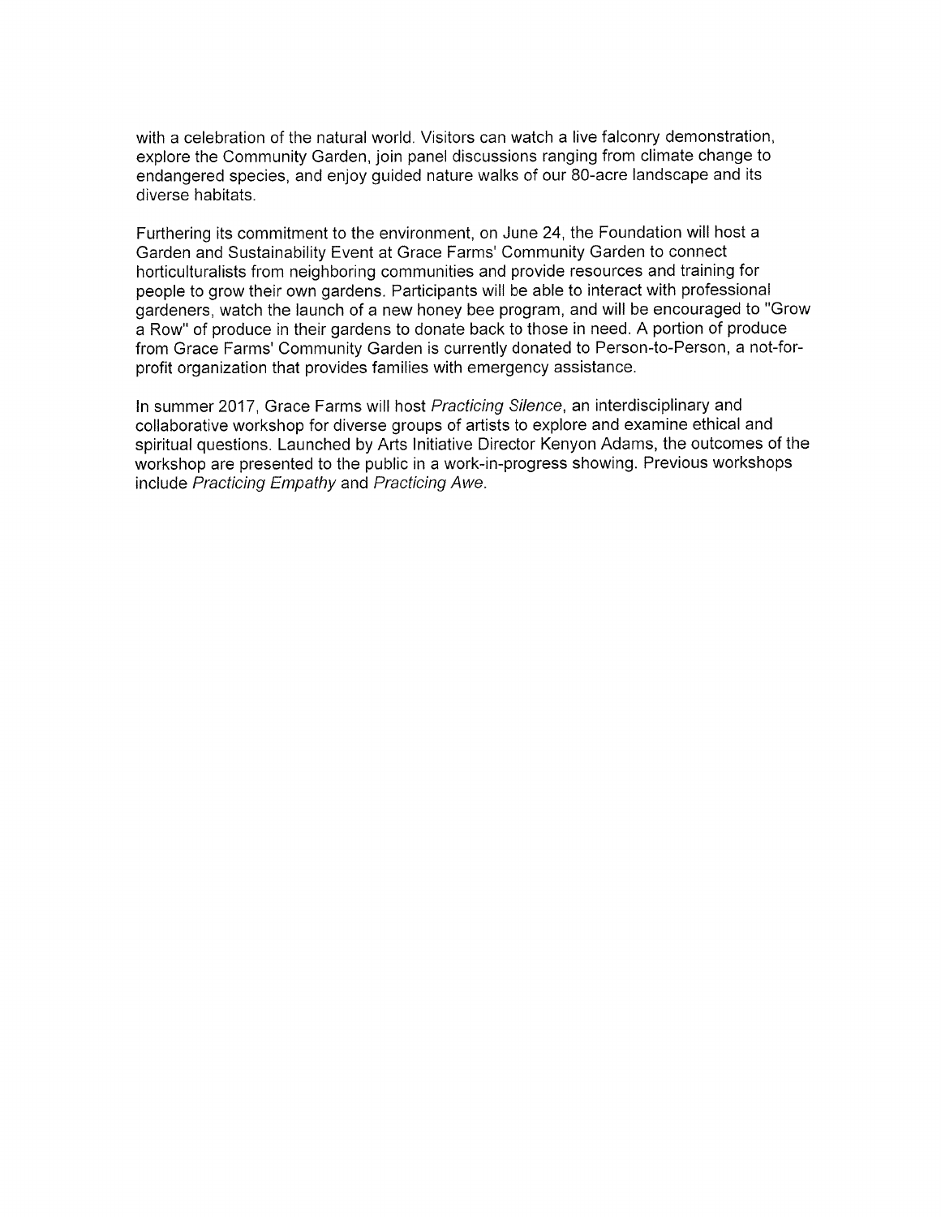with a celebration of the natural world. Visitors can watch a live falconry demonstration, explore the Community Garden, join panel discussions ranging from climate change to endangered species, and enjoy guided nature walks of our 80-acre landscape and its diverse habitats.

Furthering its commitment to the environment, on June 24, the Foundation will host a Garden and Sustainability Event at Grace Farms' Community Garden to connect horticulturalists from neighboring communities and provide resources and training for people to grow their own gardens. Participants will be able to interact with professional gardeners, watch the launch of a new honey bee program, and will be encouraged to "Grow a Row" of produce in their gardens to donate back to those in need. A portion of produce from Grace Farms' Community Garden is currently donated to Person-to-Person, a not-for-profit organization that provides families with emergency assistance.

In summer 2017, Grace Farms will host *Practicing Silence*, an interdisciplinary and collaborative workshop for diverse groups of artists to explore and examine ethical and spiritual questions. Launched by Arts Initiative Director Kenyon Adams, the outcomes of the workshop are presented to the public in a work-in-progress showing. Previous workshops include *Practicing Empathy* and *Practicing Awe*.